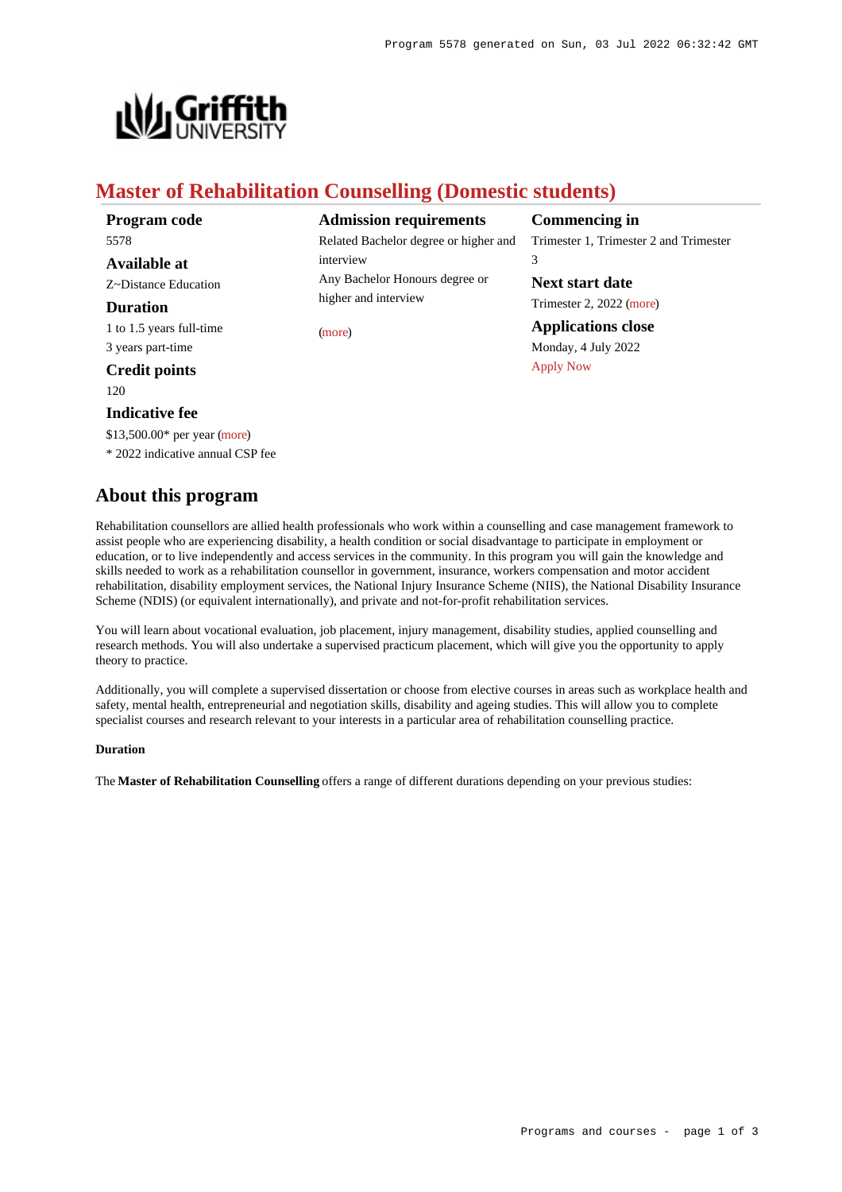# Master of Rehabilitation Counselling (Domestic students)

**Program code**
5578

**Available at**
Z~Distance Education

**Duration**
1 to 1.5 years full-time
3 years part-time

**Credit points**
120

**Indicative fee**
$13,500.00* per year (more)
* 2022 indicative annual CSP fee

**Admission requirements**
Related Bachelor degree or higher and interview
Any Bachelor Honours degree or higher and interview

(more)

**Commencing in**
Trimester 1, Trimester 2 and Trimester 3

**Next start date**
Trimester 2, 2022 (more)

**Applications close**
Monday, 4 July 2022
Apply Now

## About this program

Rehabilitation counsellors are allied health professionals who work within a counselling and case management framework to assist people who are experiencing disability, a health condition or social disadvantage to participate in employment or education, or to live independently and access services in the community. In this program you will gain the knowledge and skills needed to work as a rehabilitation counsellor in government, insurance, workers compensation and motor accident rehabilitation, disability employment services, the National Injury Insurance Scheme (NIIS), the National Disability Insurance Scheme (NDIS) (or equivalent internationally), and private and not-for-profit rehabilitation services.

You will learn about vocational evaluation, job placement, injury management, disability studies, applied counselling and research methods. You will also undertake a supervised practicum placement, which will give you the opportunity to apply theory to practice.

Additionally, you will complete a supervised dissertation or choose from elective courses in areas such as workplace health and safety, mental health, entrepreneurial and negotiation skills, disability and ageing studies. This will allow you to complete specialist courses and research relevant to your interests in a particular area of rehabilitation counselling practice.

#### Duration

The **Master of Rehabilitation Counselling** offers a range of different durations depending on your previous studies: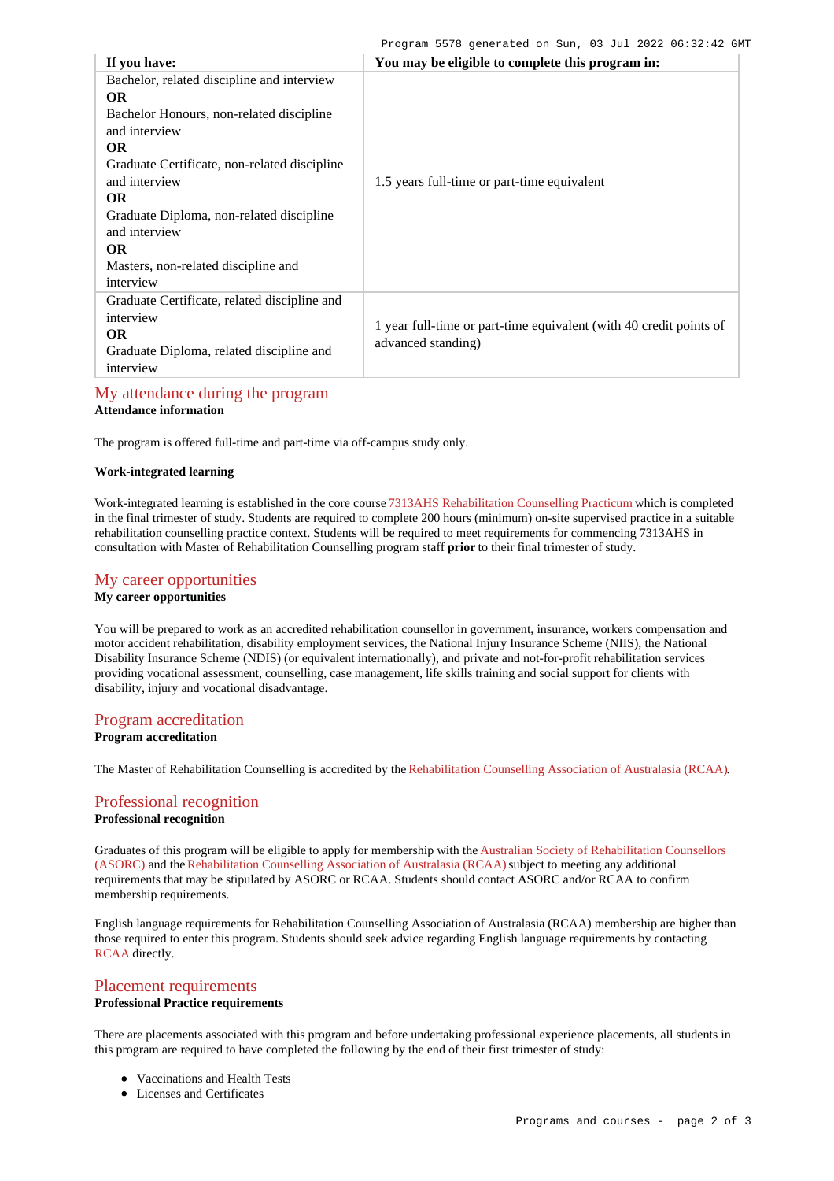| If you have: | You may be eligible to complete this program in: |
| --- | --- |
| Bachelor, related discipline and interview **OR** Bachelor Honours, non-related discipline and interview **OR** Graduate Certificate, non-related discipline and interview **OR** Graduate Diploma, non-related discipline and interview **OR** Masters, non-related discipline and interview | 1.5 years full-time or part-time equivalent |
| Graduate Certificate, related discipline and interview **OR** Graduate Diploma, related discipline and interview | 1 year full-time or part-time equivalent (with 40 credit points of advanced standing) |

## My attendance during the program

**Attendance information**

The program is offered full-time and part-time via off-campus study only.

**Work-integrated learning**

Work-integrated learning is established in the core course 7313AHS Rehabilitation Counselling Practicum which is completed in the final trimester of study. Students are required to complete 200 hours (minimum) on-site supervised practice in a suitable rehabilitation counselling practice context. Students will be required to meet requirements for commencing 7313AHS in consultation with Master of Rehabilitation Counselling program staff **prior** to their final trimester of study.

## My career opportunities

**My career opportunities**

You will be prepared to work as an accredited rehabilitation counsellor in government, insurance, workers compensation and motor accident rehabilitation, disability employment services, the National Injury Insurance Scheme (NIIS), the National Disability Insurance Scheme (NDIS) (or equivalent internationally), and private and not-for-profit rehabilitation services providing vocational assessment, counselling, case management, life skills training and social support for clients with disability, injury and vocational disadvantage.

## Program accreditation

**Program accreditation**

The Master of Rehabilitation Counselling is accredited by the Rehabilitation Counselling Association of Australasia (RCAA).

## Professional recognition

**Professional recognition**

Graduates of this program will be eligible to apply for membership with the Australian Society of Rehabilitation Counsellors (ASORC) and the Rehabilitation Counselling Association of Australasia (RCAA) subject to meeting any additional requirements that may be stipulated by ASORC or RCAA. Students should contact ASORC and/or RCAA to confirm membership requirements.

English language requirements for Rehabilitation Counselling Association of Australasia (RCAA) membership are higher than those required to enter this program. Students should seek advice regarding English language requirements by contacting RCAA directly.

## Placement requirements

**Professional Practice requirements**

There are placements associated with this program and before undertaking professional experience placements, all students in this program are required to have completed the following by the end of their first trimester of study:

- Vaccinations and Health Tests
- Licenses and Certificates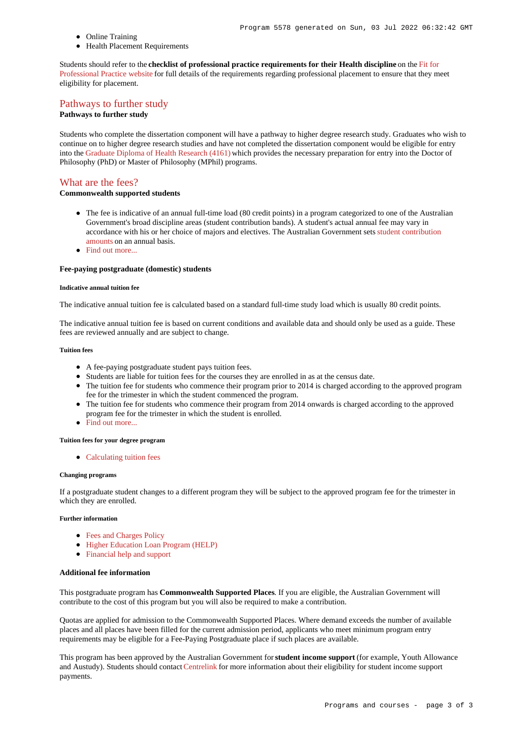- Online Training
- Health Placement Requirements

Students should refer to the **checklist of professional practice requirements for their Health discipline** on the Fit for Professional Practice website for full details of the requirements regarding professional placement to ensure that they meet eligibility for placement.

## Pathways to further study

**Pathways to further study**

Students who complete the dissertation component will have a pathway to higher degree research study. Graduates who wish to continue on to higher degree research studies and have not completed the dissertation component would be eligible for entry into the Graduate Diploma of Health Research (4161) which provides the necessary preparation for entry into the Doctor of Philosophy (PhD) or Master of Philosophy (MPhil) programs.

## What are the fees?

**Commonwealth supported students**

- The fee is indicative of an annual full-time load (80 credit points) in a program categorized to one of the Australian Government's broad discipline areas (student contribution bands). A student's actual annual fee may vary in accordance with his or her choice of majors and electives. The Australian Government sets student contribution amounts on an annual basis.
- Find out more...

**Fee-paying postgraduate (domestic) students**

##### Indicative annual tuition fee

The indicative annual tuition fee is calculated based on a standard full-time study load which is usually 80 credit points.

The indicative annual tuition fee is based on current conditions and available data and should only be used as a guide. These fees are reviewed annually and are subject to change.

##### Tuition fees

- A fee-paying postgraduate student pays tuition fees.
- Students are liable for tuition fees for the courses they are enrolled in as at the census date.
- The tuition fee for students who commence their program prior to 2014 is charged according to the approved program fee for the trimester in which the student commenced the program.
- The tuition fee for students who commence their program from 2014 onwards is charged according to the approved program fee for the trimester in which the student is enrolled.
- Find out more...

##### Tuition fees for your degree program

- Calculating tuition fees

##### Changing programs

If a postgraduate student changes to a different program they will be subject to the approved program fee for the trimester in which they are enrolled.

##### Further information

- Fees and Charges Policy
- Higher Education Loan Program (HELP)
- Financial help and support

**Additional fee information**

This postgraduate program has **Commonwealth Supported Places**. If you are eligible, the Australian Government will contribute to the cost of this program but you will also be required to make a contribution.

Quotas are applied for admission to the Commonwealth Supported Places. Where demand exceeds the number of available places and all places have been filled for the current admission period, applicants who meet minimum program entry requirements may be eligible for a Fee-Paying Postgraduate place if such places are available.

This program has been approved by the Australian Government for **student income support** (for example, Youth Allowance and Austudy). Students should contact Centrelink for more information about their eligibility for student income support payments.